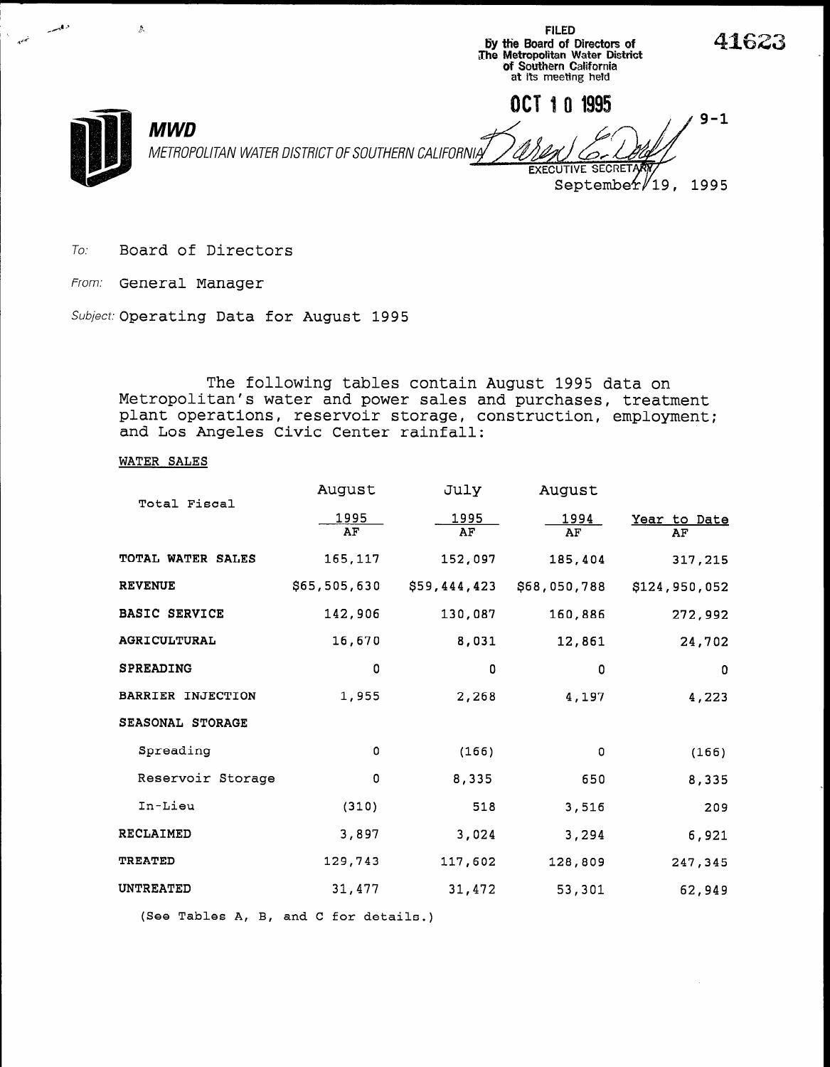FILED
By the Board of Directors of
The Metropolitan Water District
of Southern California
at its meeting held

OCT 10 1995

EXECUTIVE SECRETARY

41623

9-1

**MWD**
METROPOLITAN WATER DISTRICT OF SOUTHERN CALIFORNIA

September 19, 1995

*To:* Board of Directors

*From:* General Manager

*Subject:* Operating Data for August 1995

The following tables contain August 1995 data on Metropolitan's water and power sales and purchases, treatment plant operations, reservoir storage, construction, employment; and Los Angeles Civic Center rainfall:

WATER SALES

| Total Fiscal | August 1995 AF | July 1995 AF | August 1994 AF | Year to Date AF |
|---|---|---|---|---|
| **TOTAL WATER SALES** | 165,117 | 152,097 | 185,404 | 317,215 |
| **REVENUE** | $65,505,630 | $59,444,423 | $68,050,788 | $124,950,052 |
| **BASIC SERVICE** | 142,906 | 130,087 | 160,886 | 272,992 |
| **AGRICULTURAL** | 16,670 | 8,031 | 12,861 | 24,702 |
| **SPREADING** | 0 | 0 | 0 | 0 |
| **BARRIER INJECTION** | 1,955 | 2,268 | 4,197 | 4,223 |
| **SEASONAL STORAGE** | | | | |
| Spreading | 0 | (166) | 0 | (166) |
| Reservoir Storage | 0 | 8,335 | 650 | 8,335 |
| In-Lieu | (310) | 518 | 3,516 | 209 |
| **RECLAIMED** | 3,897 | 3,024 | 3,294 | 6,921 |
| **TREATED** | 129,743 | 117,602 | 128,809 | 247,345 |
| **UNTREATED** | 31,477 | 31,472 | 53,301 | 62,949 |

(See Tables A, B, and C for details.)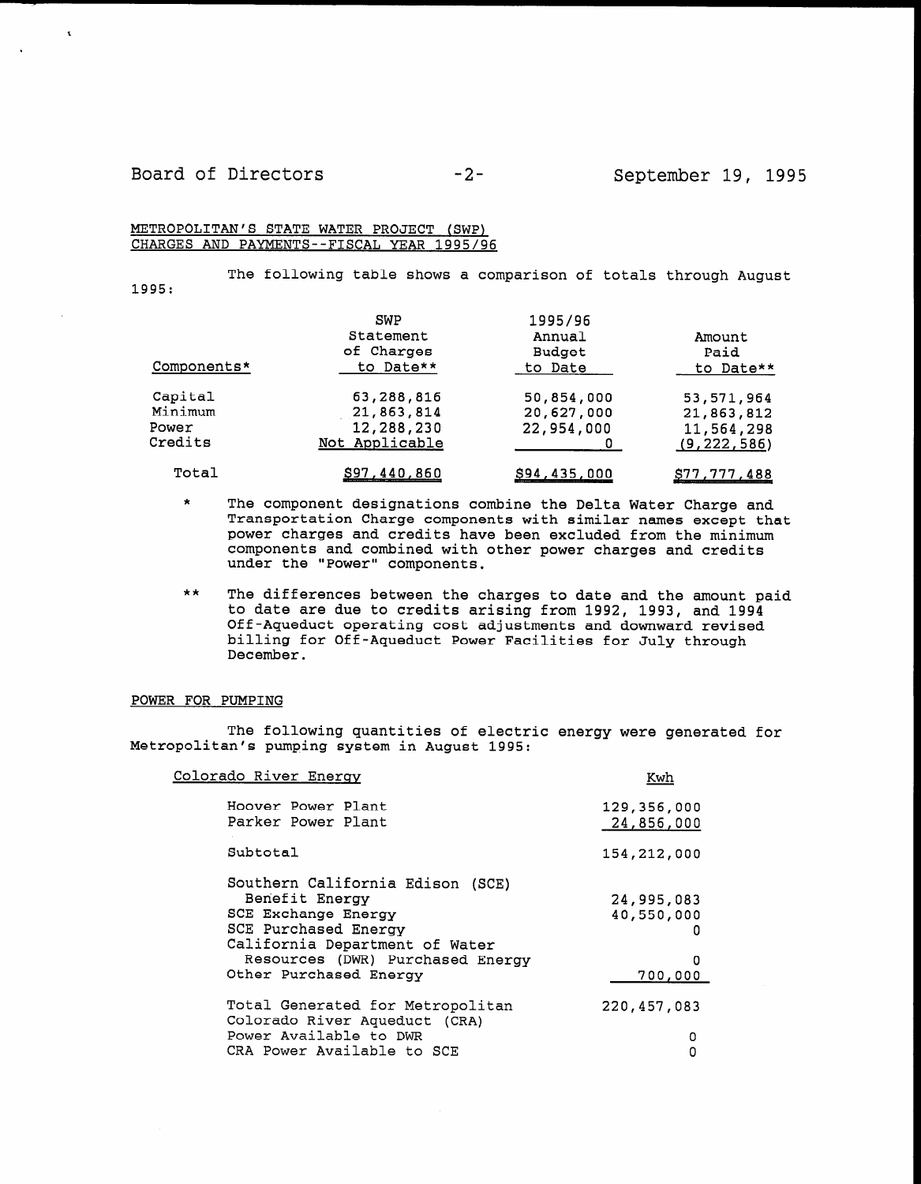## METROPOLITAN'S STATE WATER PROJECT (SWP) CHARGES AND PAYMENTS--FISCAL YEAR 1995/96

The following table shows a comparison of totals through August 1995:

| Components* | SWP Statement of Charges to Date** | 1995/96 Annual Budget to Date | Amount Paid to Date** |
|---|---|---|---|
| Capital | 63,288,816 | 50,854,000 | 53,571,964 |
| Minimum | 21,863,814 | 20,627,000 | 21,863,812 |
| Power | 12,288,230 | 22,954,000 | 11,564,298 |
| Credits | Not Applicable | 0 | (9,222,586) |
| Total | $97,440,860 | $94,435,000 | $77,777,488 |

\* The component designations combine the Delta Water Charge and Transportation Charge components with similar names except that power charges and credits have been excluded from the minimum components and combined with other power charges and credits under the "Power" components.

\*\* The differences between the charges to date and the amount paid to date are due to credits arising from 1992, 1993, and 1994 Off-Aqueduct operating cost adjustments and downward revised billing for Off-Aqueduct Power Facilities for July through December.

## POWER FOR PUMPING

The following quantities of electric energy were generated for Metropolitan's pumping system in August 1995:

| Colorado River Energy | Kwh |
|---|---|
| Hoover Power Plant | 129,356,000 |
| Parker Power Plant | 24,856,000 |
| Subtotal | 154,212,000 |
| Southern California Edison (SCE) Benefit Energy | 24,995,083 |
| SCE Exchange Energy | 40,550,000 |
| SCE Purchased Energy | 0 |
| California Department of Water Resources (DWR) Purchased Energy | 0 |
| Other Purchased Energy | 700,000 |
| Total Generated for Metropolitan | 220,457,083 |
| Colorado River Aqueduct (CRA) Power Available to DWR | 0 |
| CRA Power Available to SCE | 0 |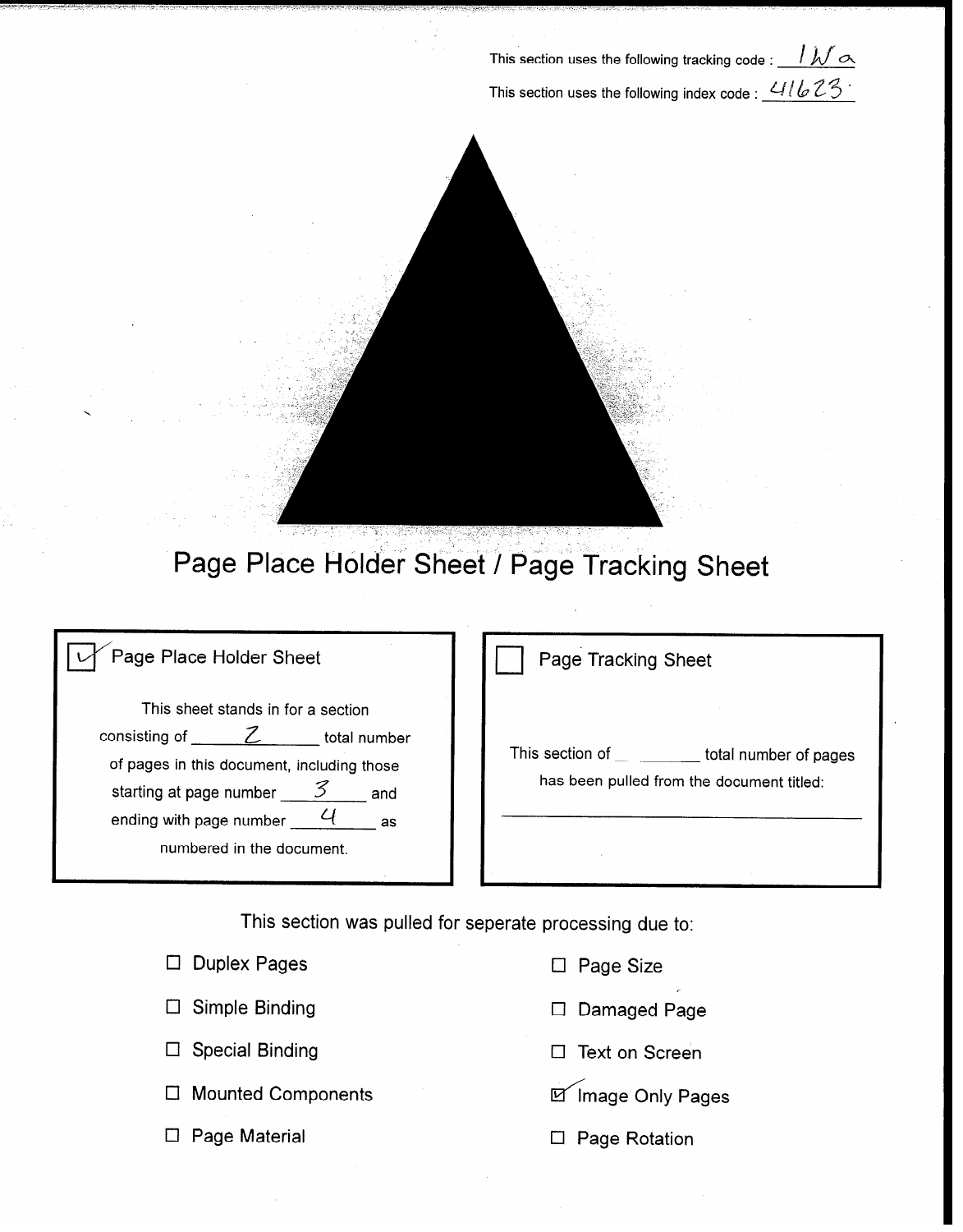This section uses the following tracking code : 1Wa

This section uses the following index code : 41623

# Page Place Holder Sheet / Page Tracking Sheet

☑ Page Place Holder Sheet

This sheet stands in for a section consisting of 2 total number of pages in this document, including those starting at page number 3 and ending with page number 4 as numbered in the document.

☐ Page Tracking Sheet

This section of ______ total number of pages has been pulled from the document titled:

______________________________

This section was pulled for seperate processing due to:

- ☐ Duplex Pages
- ☐ Simple Binding
- ☐ Special Binding
- ☐ Mounted Components
- ☐ Page Material
- ☐ Page Size
- ☐ Damaged Page
- ☐ Text on Screen
- ☑ Image Only Pages
- ☐ Page Rotation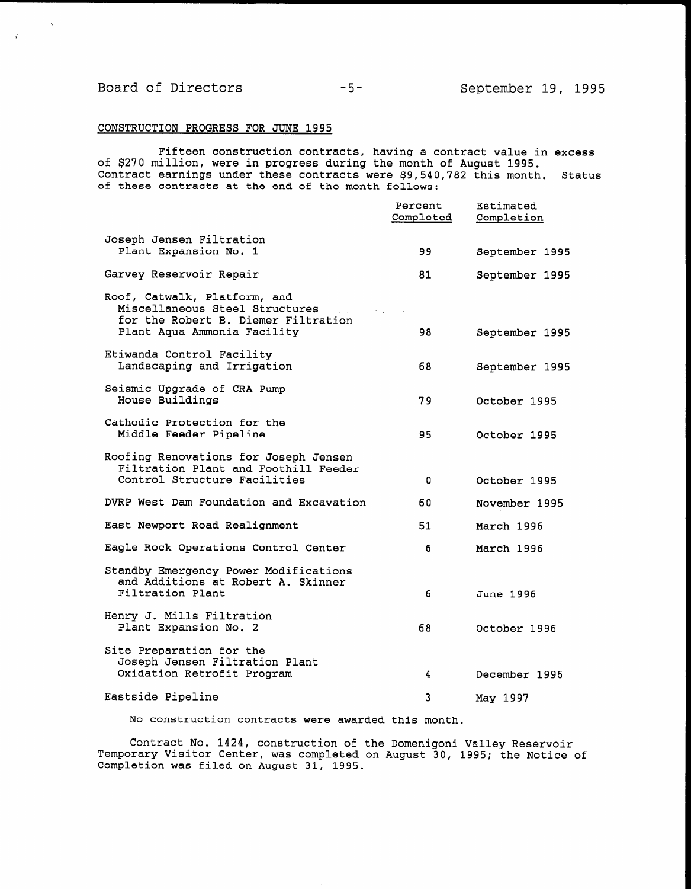CONSTRUCTION PROGRESS FOR JUNE 1995

Fifteen construction contracts, having a contract value in excess of $270 million, were in progress during the month of August 1995. Contract earnings under these contracts were $9,540,782 this month. Status of these contracts at the end of the month follows:

| | Percent Completed | Estimated Completion |
|---|---|---|
| Joseph Jensen Filtration Plant Expansion No. 1 | 99 | September 1995 |
| Garvey Reservoir Repair | 81 | September 1995 |
| Roof, Catwalk, Platform, and Miscellaneous Steel Structures for the Robert B. Diemer Filtration Plant Aqua Ammonia Facility | 98 | September 1995 |
| Etiwanda Control Facility Landscaping and Irrigation | 68 | September 1995 |
| Seismic Upgrade of CRA Pump House Buildings | 79 | October 1995 |
| Cathodic Protection for the Middle Feeder Pipeline | 95 | October 1995 |
| Roofing Renovations for Joseph Jensen Filtration Plant and Foothill Feeder Control Structure Facilities | 0 | October 1995 |
| DVRP West Dam Foundation and Excavation | 60 | November 1995 |
| East Newport Road Realignment | 51 | March 1996 |
| Eagle Rock Operations Control Center | 6 | March 1996 |
| Standby Emergency Power Modifications and Additions at Robert A. Skinner Filtration Plant | 6 | June 1996 |
| Henry J. Mills Filtration Plant Expansion No. 2 | 68 | October 1996 |
| Site Preparation for the Joseph Jensen Filtration Plant Oxidation Retrofit Program | 4 | December 1996 |
| Eastside Pipeline | 3 | May 1997 |

No construction contracts were awarded this month.

Contract No. 1424, construction of the Domenigoni Valley Reservoir Temporary Visitor Center, was completed on August 30, 1995; the Notice of Completion was filed on August 31, 1995.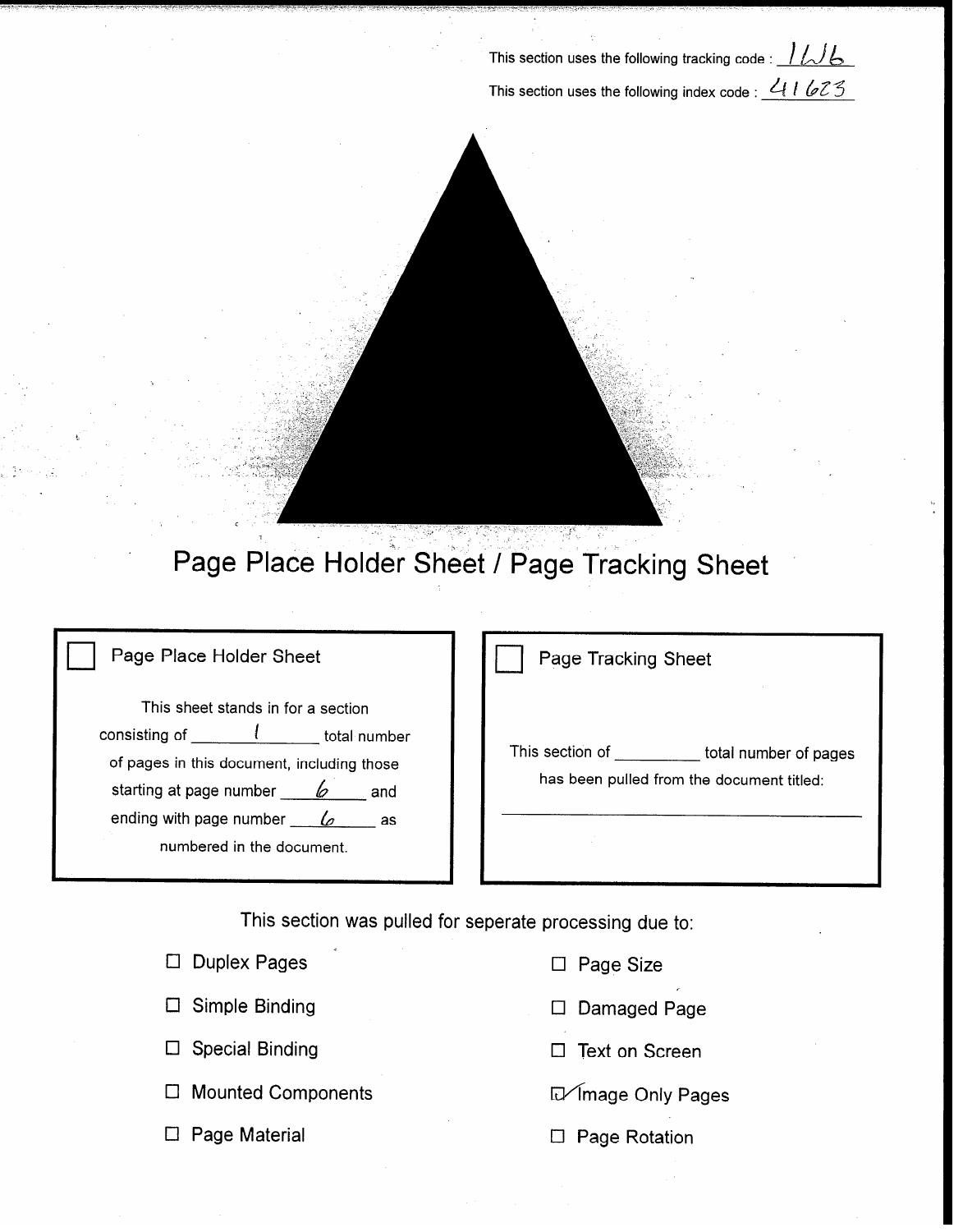This section uses the following tracking code : 1LJb

This section uses the following index code : 41623

# Page Place Holder Sheet / Page Tracking Sheet

☐ Page Place Holder Sheet

This sheet stands in for a section consisting of 1 total number of pages in this document, including those starting at page number 6 and ending with page number 6 as numbered in the document.

☐ Page Tracking Sheet

This section of ________ total number of pages has been pulled from the document titled:

______________________________

This section was pulled for seperate processing due to:

- ☐ Duplex Pages
- ☐ Simple Binding
- ☐ Special Binding
- ☐ Mounted Components
- ☐ Page Material
- ☐ Page Size
- ☐ Damaged Page
- ☐ Text on Screen
- ☑ Image Only Pages
- ☐ Page Rotation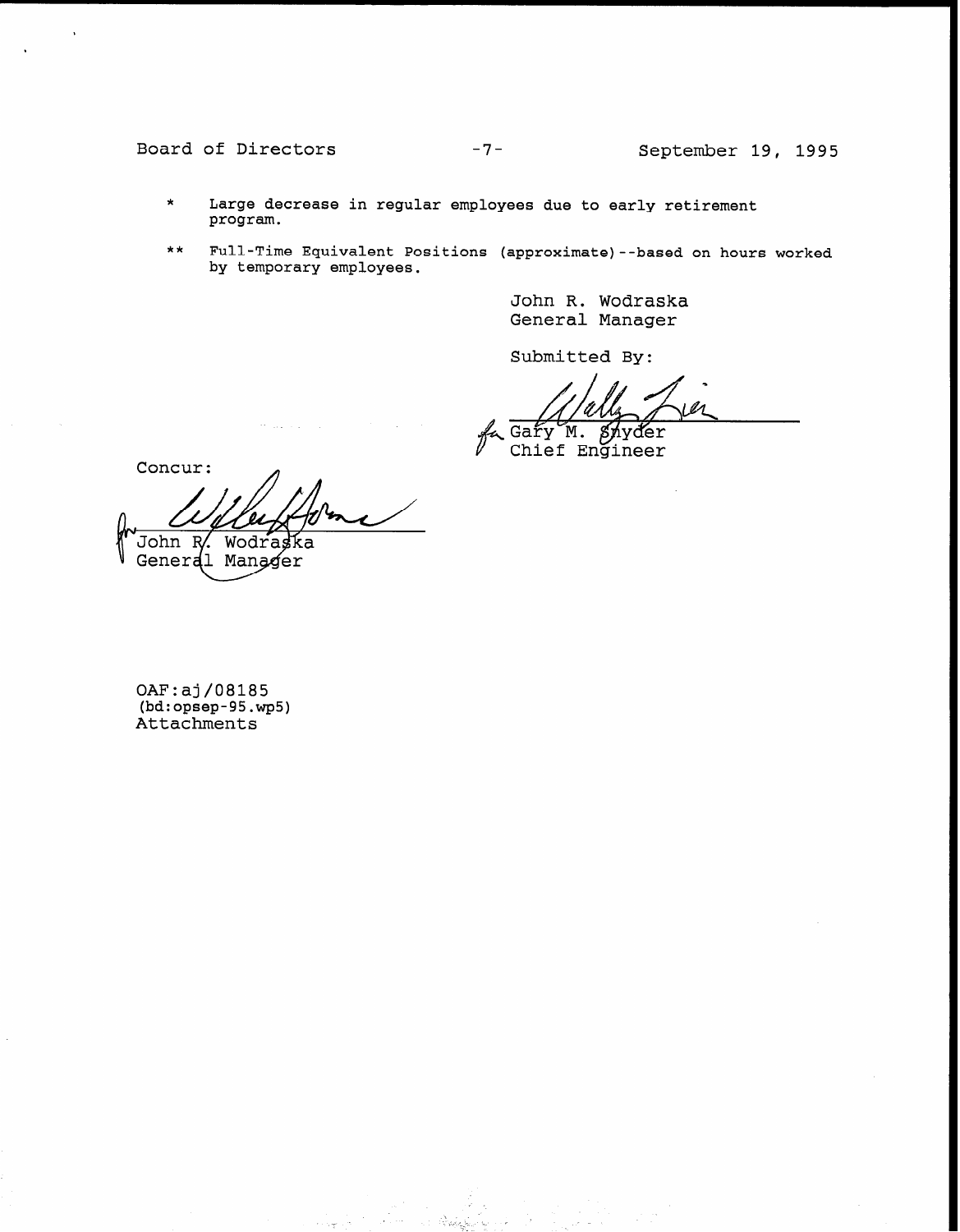\* Large decrease in regular employees due to early retirement program.

\*\* Full-Time Equivalent Positions (approximate)--based on hours worked by temporary employees.

John R. Wodraska
General Manager

Submitted By:

for Gary M. Snyder
Chief Engineer

Concur:

for John R. Wodraska
General Manager

OAF:aj/08185
(bd:opsep-95.wp5)
Attachments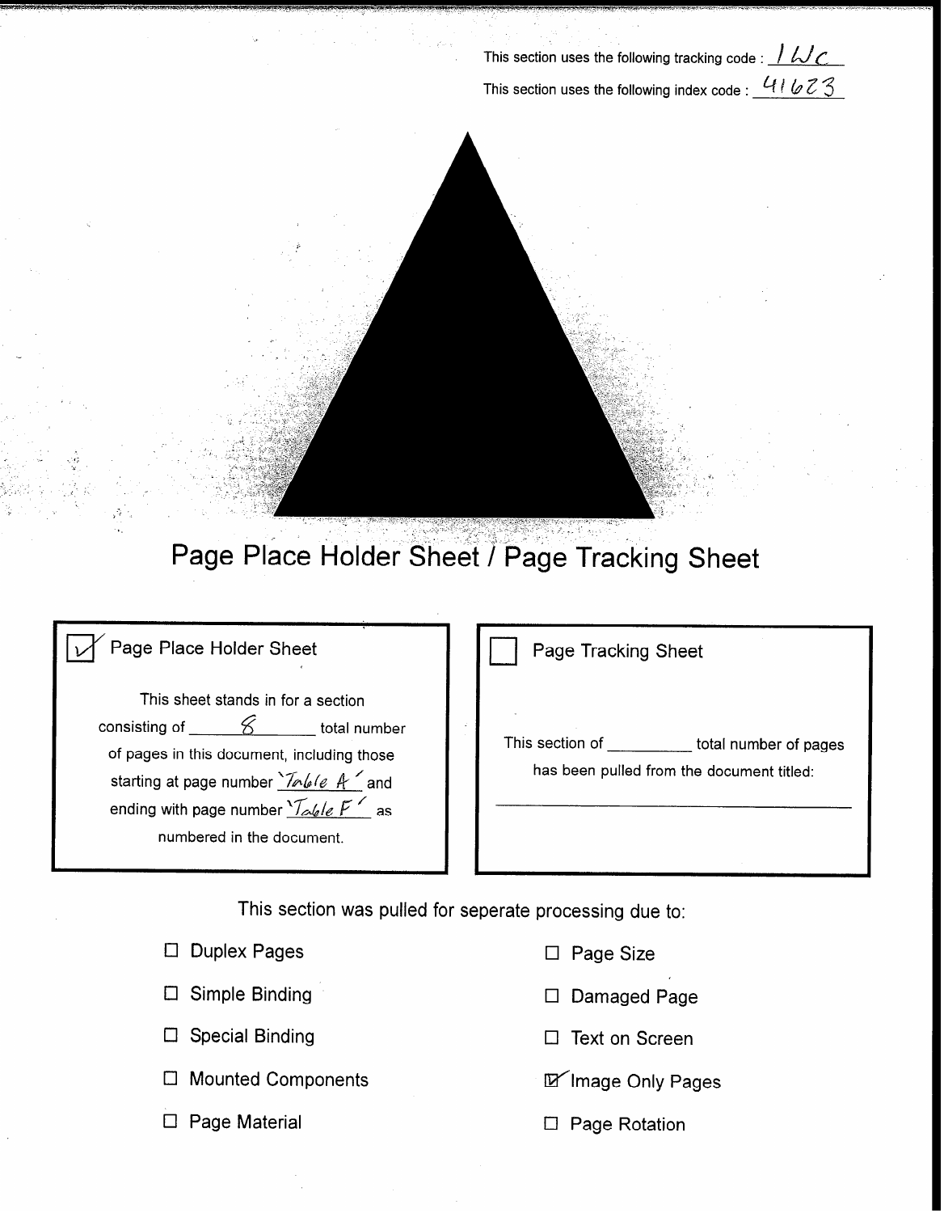This section uses the following tracking code : 1WC

This section uses the following index code : 41623

# Page Place Holder Sheet / Page Tracking Sheet

☑ Page Place Holder Sheet

This sheet stands in for a section consisting of 8 total number of pages in this document, including those starting at page number 'Table A' and ending with page number 'Table F' as numbered in the document.

☐ Page Tracking Sheet

This section of ________ total number of pages has been pulled from the document titled:

________________________________________

This section was pulled for seperate processing due to:

- ☐ Duplex Pages
- ☐ Simple Binding
- ☐ Special Binding
- ☐ Mounted Components
- ☐ Page Material
- ☐ Page Size
- ☐ Damaged Page
- ☐ Text on Screen
- ☑ Image Only Pages
- ☐ Page Rotation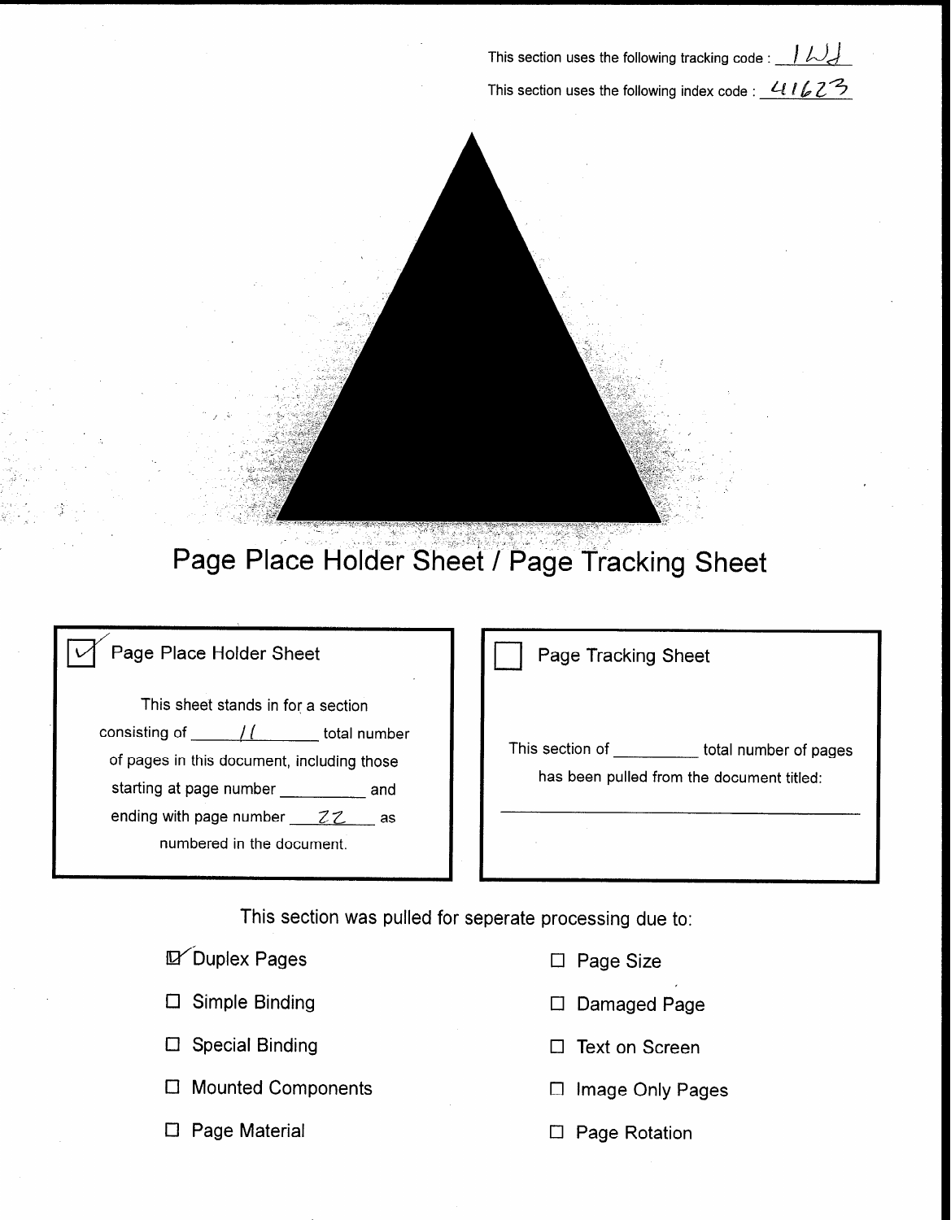This section uses the following tracking code : 1WJ

This section uses the following index code : 41623

# Page Place Holder Sheet / Page Tracking Sheet

☑ Page Place Holder Sheet

This sheet stands in for a section consisting of 11 total number of pages in this document, including those starting at page number ______ and ending with page number 22 as numbered in the document.

☐ Page Tracking Sheet

This section of ______ total number of pages has been pulled from the document titled:

______________________

This section was pulled for seperate processing due to:

- ☑ Duplex Pages
- ☐ Simple Binding
- ☐ Special Binding
- ☐ Mounted Components
- ☐ Page Material
- ☐ Page Size
- ☐ Damaged Page
- ☐ Text on Screen
- ☐ Image Only Pages
- ☐ Page Rotation